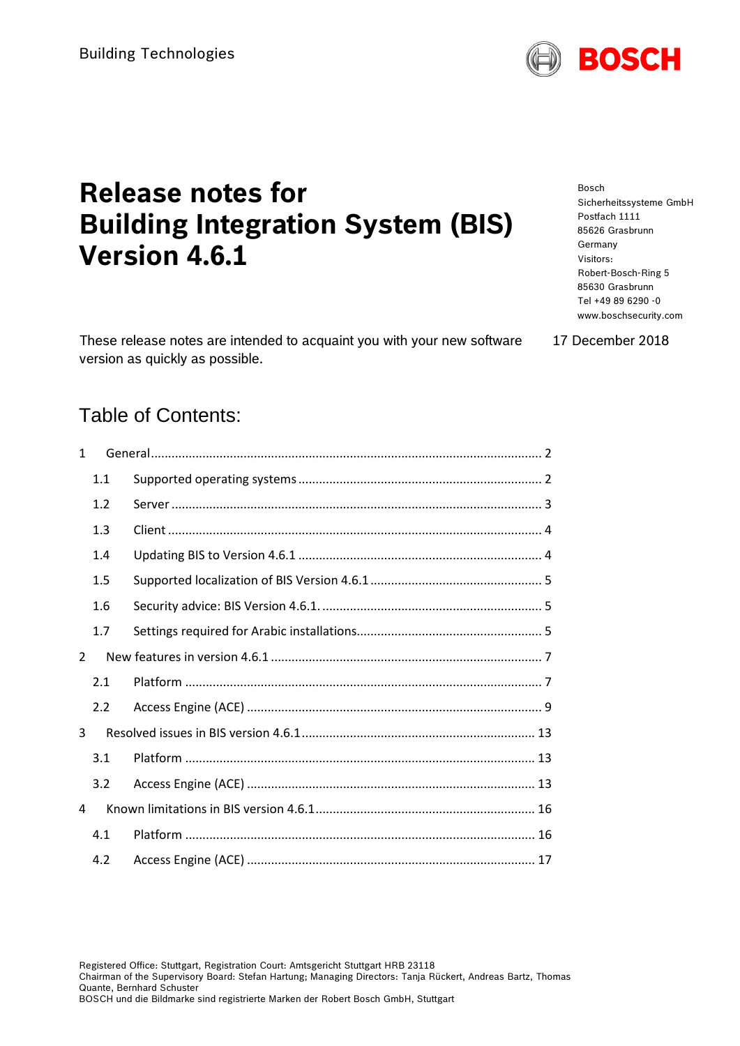Building Technologies

# Release notes for Building Integration System (BIS) Version 4.6.1

Bosch
Sicherheitssysteme GmbH
Postfach 1111
85626 Grasbrunn
Germany
Visitors:
Robert-Bosch-Ring 5
85630 Grasbrunn
Tel +49 89 6290 -0
www.boschsecurity.com

17 December 2018

These release notes are intended to acquaint you with your new software version as quickly as possible.

## Table of Contents:

1 General ........ 2
- 1.1 Supported operating systems ........ 2
- 1.2 Server ........ 3
- 1.3 Client ........ 4
- 1.4 Updating BIS to Version 4.6.1 ........ 4
- 1.5 Supported localization of BIS Version 4.6.1 ........ 5
- 1.6 Security advice: BIS Version 4.6.1. ........ 5
- 1.7 Settings required for Arabic installations. ........ 5

2 New features in version 4.6.1 ........ 7
- 2.1 Platform ........ 7
- 2.2 Access Engine (ACE) ........ 9

3 Resolved issues in BIS version 4.6.1 ........ 13
- 3.1 Platform ........ 13
- 3.2 Access Engine (ACE) ........ 13

4 Known limitations in BIS version 4.6.1 ........ 16
- 4.1 Platform ........ 16
- 4.2 Access Engine (ACE) ........ 17

Registered Office: Stuttgart, Registration Court: Amtsgericht Stuttgart HRB 23118
Chairman of the Supervisory Board: Stefan Hartung; Managing Directors: Tanja Rückert, Andreas Bartz, Thomas Quante, Bernhard Schuster
BOSCH und die Bildmarke sind registrierte Marken der Robert Bosch GmbH, Stuttgart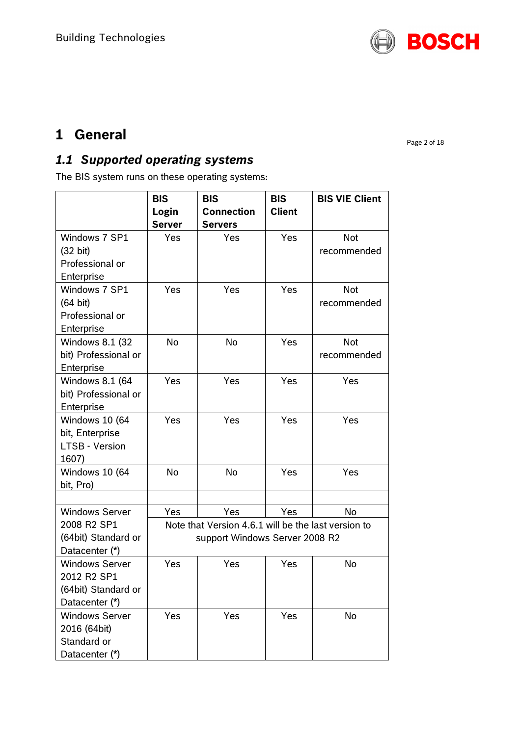# 1 General

## 1.1 Supported operating systems

The BIS system runs on these operating systems:

| | BIS Login Server | BIS Connection Servers | BIS Client | BIS VIE Client |
|---|---|---|---|---|
| Windows 7 SP1 (32 bit) Professional or Enterprise | Yes | Yes | Yes | Not recommended |
| Windows 7 SP1 (64 bit) Professional or Enterprise | Yes | Yes | Yes | Not recommended |
| Windows 8.1 (32 bit) Professional or Enterprise | No | No | Yes | Not recommended |
| Windows 8.1 (64 bit) Professional or Enterprise | Yes | Yes | Yes | Yes |
| Windows 10 (64 bit, Enterprise LTSB - Version 1607) | Yes | Yes | Yes | Yes |
| Windows 10 (64 bit, Pro) | No | No | Yes | Yes |
| | | | | |
| Windows Server 2008 R2 SP1 (64bit) Standard or Datacenter (*) | Yes | Yes | Yes | No |
| | Note that Version 4.6.1 will be the last version to support Windows Server 2008 R2 | | | |
| Windows Server 2012 R2 SP1 (64bit) Standard or Datacenter (*) | Yes | Yes | Yes | No |
| Windows Server 2016 (64bit) Standard or Datacenter (*) | Yes | Yes | Yes | No |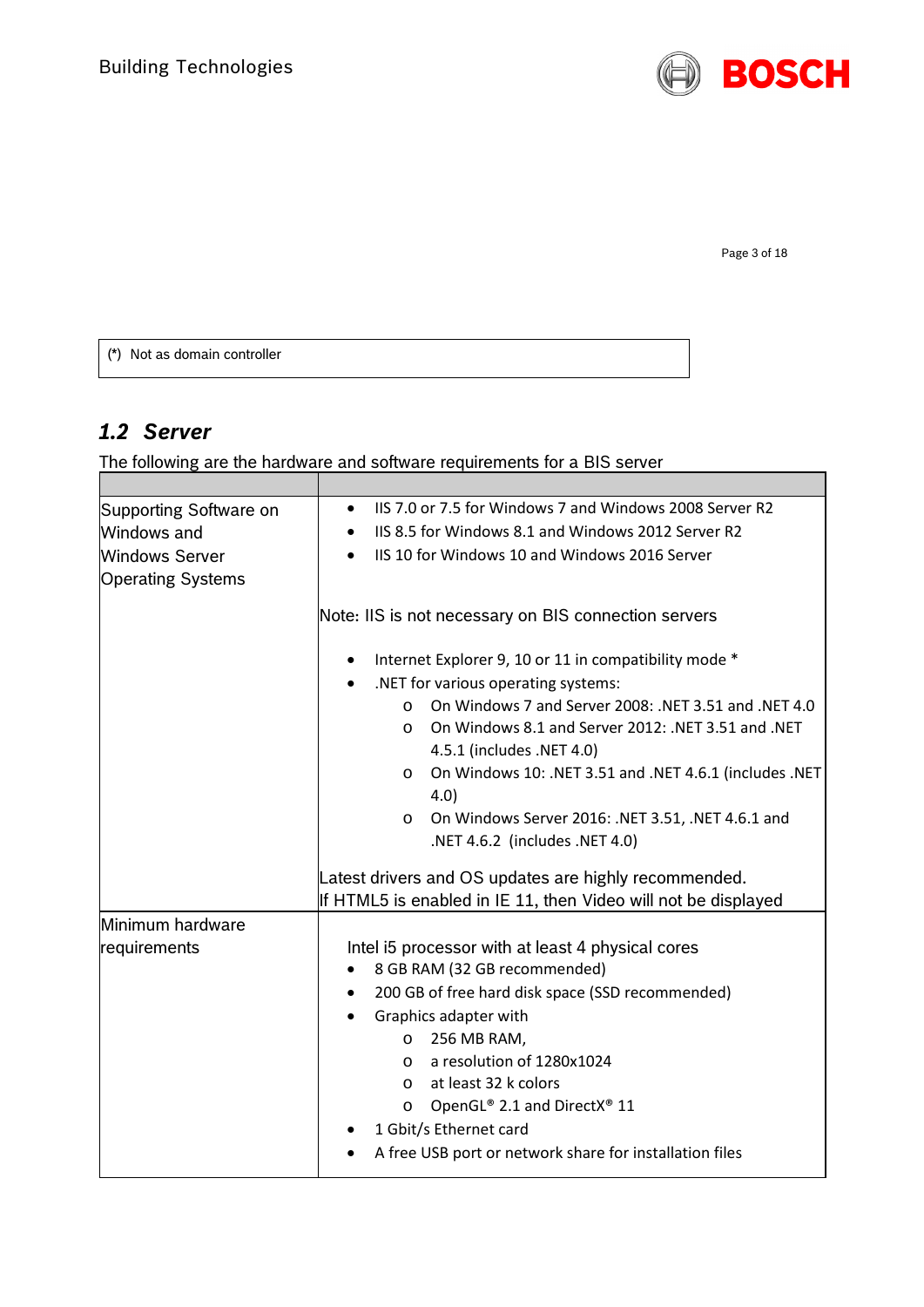| (*) Not as domain controller |
|---|

## 1.2 Server

The following are the hardware and software requirements for a BIS server

| | |
|---|---|
| Supporting Software on Windows and Windows Server Operating Systems | • IIS 7.0 or 7.5 for Windows 7 and Windows 2008 Server R2<br>• IIS 8.5 for Windows 8.1 and Windows 2012 Server R2<br>• IIS 10 for Windows 10 and Windows 2016 Server<br><br>Note: IIS is not necessary on BIS connection servers<br><br>• Internet Explorer 9, 10 or 11 in compatibility mode *<br>• .NET for various operating systems:<br>  o On Windows 7 and Server 2008: .NET 3.51 and .NET 4.0<br>  o On Windows 8.1 and Server 2012: .NET 3.51 and .NET 4.5.1 (includes .NET 4.0)<br>  o On Windows 10: .NET 3.51 and .NET 4.6.1 (includes .NET 4.0)<br>  o On Windows Server 2016: .NET 3.51, .NET 4.6.1 and .NET 4.6.2 (includes .NET 4.0)<br><br>Latest drivers and OS updates are highly recommended.<br>If HTML5 is enabled in IE 11, then Video will not be displayed |
| Minimum hardware requirements | Intel i5 processor with at least 4 physical cores<br>• 8 GB RAM (32 GB recommended)<br>• 200 GB of free hard disk space (SSD recommended)<br>• Graphics adapter with<br>  o 256 MB RAM,<br>  o a resolution of 1280x1024<br>  o at least 32 k colors<br>  o OpenGL® 2.1 and DirectX® 11<br>• 1 Gbit/s Ethernet card<br>• A free USB port or network share for installation files |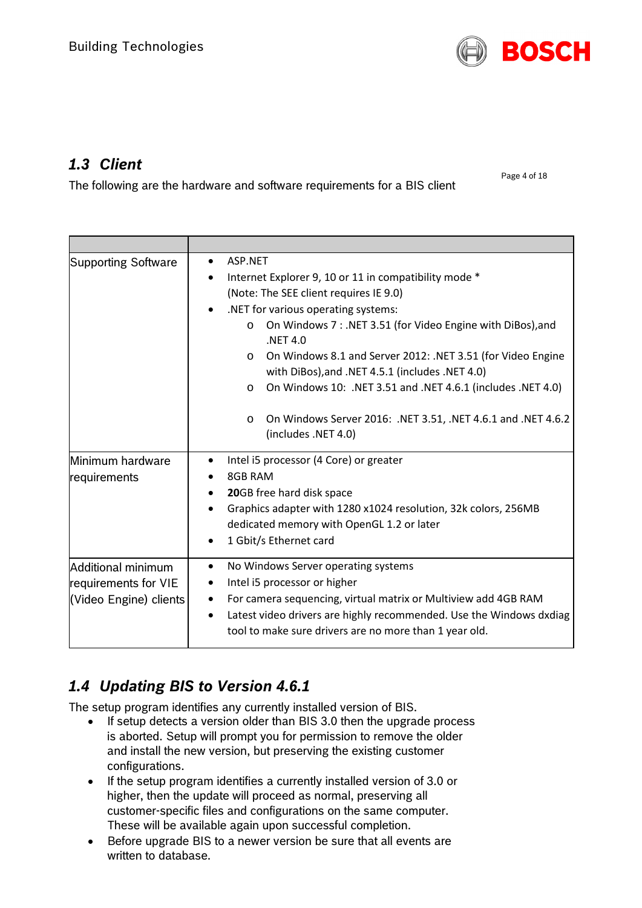## 1.3 Client

The following are the hardware and software requirements for a BIS client

| | |
|---|---|
| Supporting Software | • ASP.NET<br>• Internet Explorer 9, 10 or 11 in compatibility mode *<br>(Note: The SEE client requires IE 9.0)<br>• .NET for various operating systems:<br>  o On Windows 7 : .NET 3.51 (for Video Engine with DiBos),and .NET 4.0<br>  o On Windows 8.1 and Server 2012: .NET 3.51 (for Video Engine with DiBos),and .NET 4.5.1 (includes .NET 4.0)<br>  o On Windows 10: .NET 3.51 and .NET 4.6.1 (includes .NET 4.0)<br>  o On Windows Server 2016: .NET 3.51, .NET 4.6.1 and .NET 4.6.2 (includes .NET 4.0) |
| Minimum hardware requirements | • Intel i5 processor (4 Core) or greater<br>• 8GB RAM<br>• **20**GB free hard disk space<br>• Graphics adapter with 1280 x1024 resolution, 32k colors, 256MB dedicated memory with OpenGL 1.2 or later<br>• 1 Gbit/s Ethernet card |
| Additional minimum requirements for VIE (Video Engine) clients | • No Windows Server operating systems<br>• Intel i5 processor or higher<br>• For camera sequencing, virtual matrix or Multiview add 4GB RAM<br>• Latest video drivers are highly recommended. Use the Windows dxdiag tool to make sure drivers are no more than 1 year old. |

## 1.4 Updating BIS to Version 4.6.1

The setup program identifies any currently installed version of BIS.

- If setup detects a version older than BIS 3.0 then the upgrade process is aborted. Setup will prompt you for permission to remove the older and install the new version, but preserving the existing customer configurations.
- If the setup program identifies a currently installed version of 3.0 or higher, then the update will proceed as normal, preserving all customer-specific files and configurations on the same computer. These will be available again upon successful completion.
- Before upgrade BIS to a newer version be sure that all events are written to database.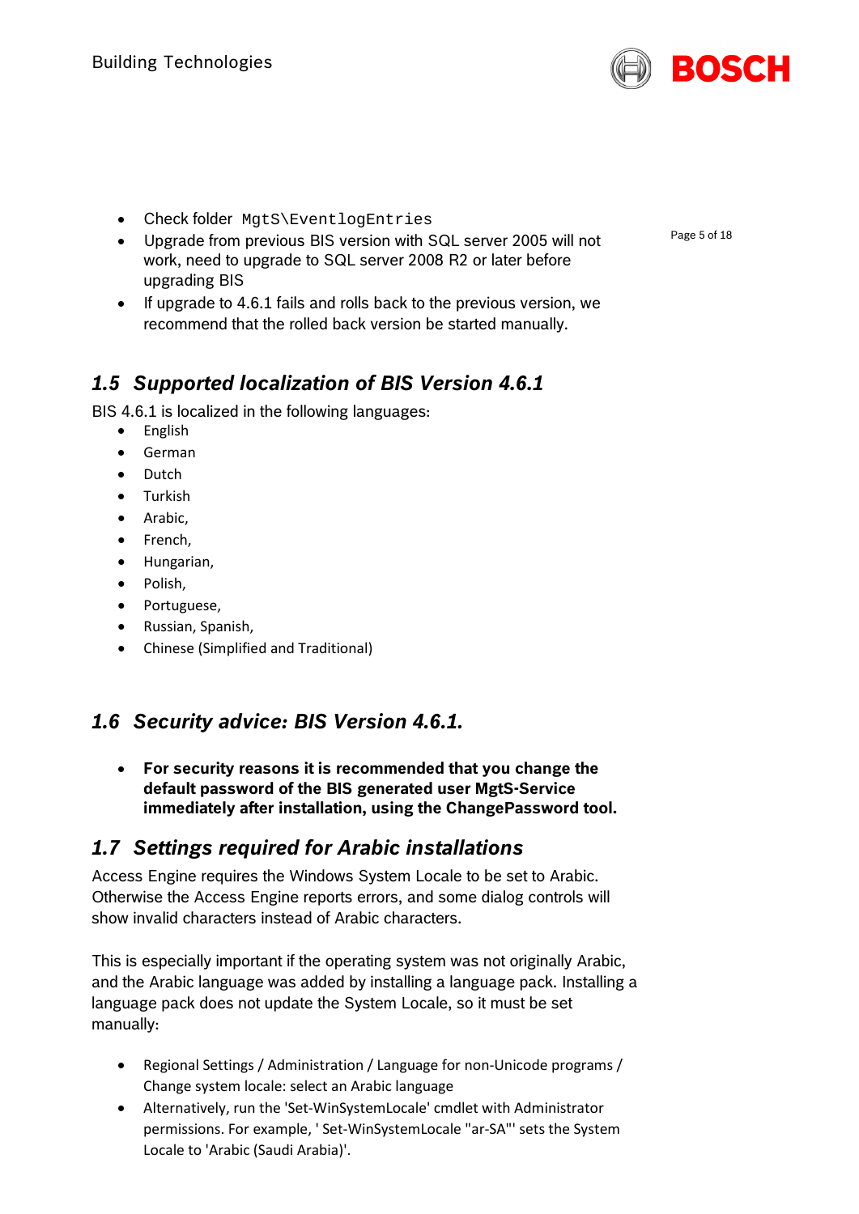- Check folder `MgtS\EventlogEntries`
- Upgrade from previous BIS version with SQL server 2005 will not work, need to upgrade to SQL server 2008 R2 or later before upgrading BIS
- If upgrade to 4.6.1 fails and rolls back to the previous version, we recommend that the rolled back version be started manually.

## *1.5 Supported localization of BIS Version 4.6.1*

BIS 4.6.1 is localized in the following languages:

- English
- German
- Dutch
- Turkish
- Arabic,
- French,
- Hungarian,
- Polish,
- Portuguese,
- Russian, Spanish,
- Chinese (Simplified and Traditional)

## *1.6 Security advice: BIS Version 4.6.1.*

- **For security reasons it is recommended that you change the default password of the BIS generated user MgtS-Service immediately after installation, using the ChangePassword tool.**

## *1.7 Settings required for Arabic installations*

Access Engine requires the Windows System Locale to be set to Arabic. Otherwise the Access Engine reports errors, and some dialog controls will show invalid characters instead of Arabic characters.

This is especially important if the operating system was not originally Arabic, and the Arabic language was added by installing a language pack. Installing a language pack does not update the System Locale, so it must be set manually:

- Regional Settings / Administration / Language for non-Unicode programs / Change system locale: select an Arabic language
- Alternatively, run the 'Set-WinSystemLocale' cmdlet with Administrator permissions. For example, ' Set-WinSystemLocale "ar-SA"' sets the System Locale to 'Arabic (Saudi Arabia)'.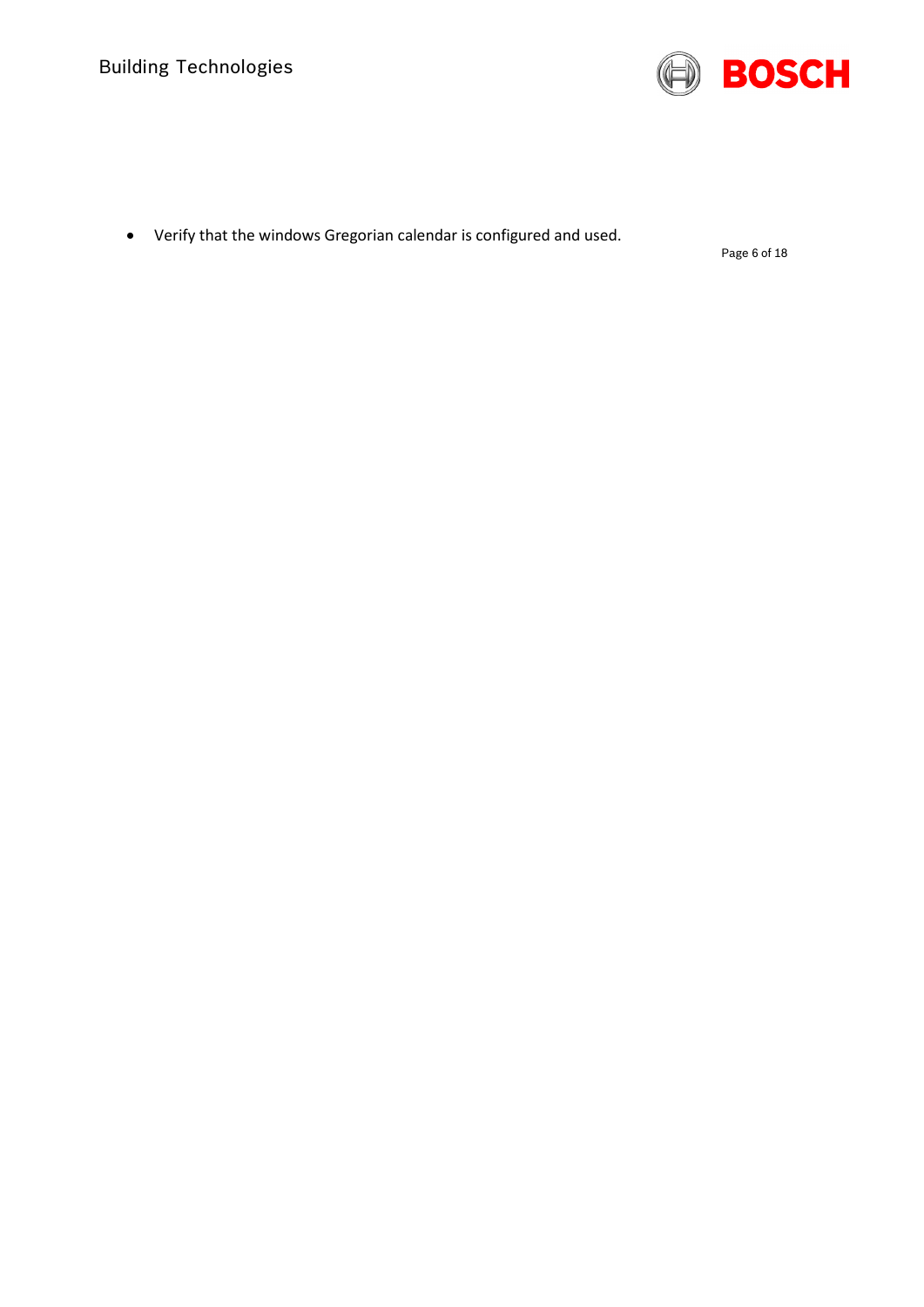- Verify that the windows Gregorian calendar is configured and used.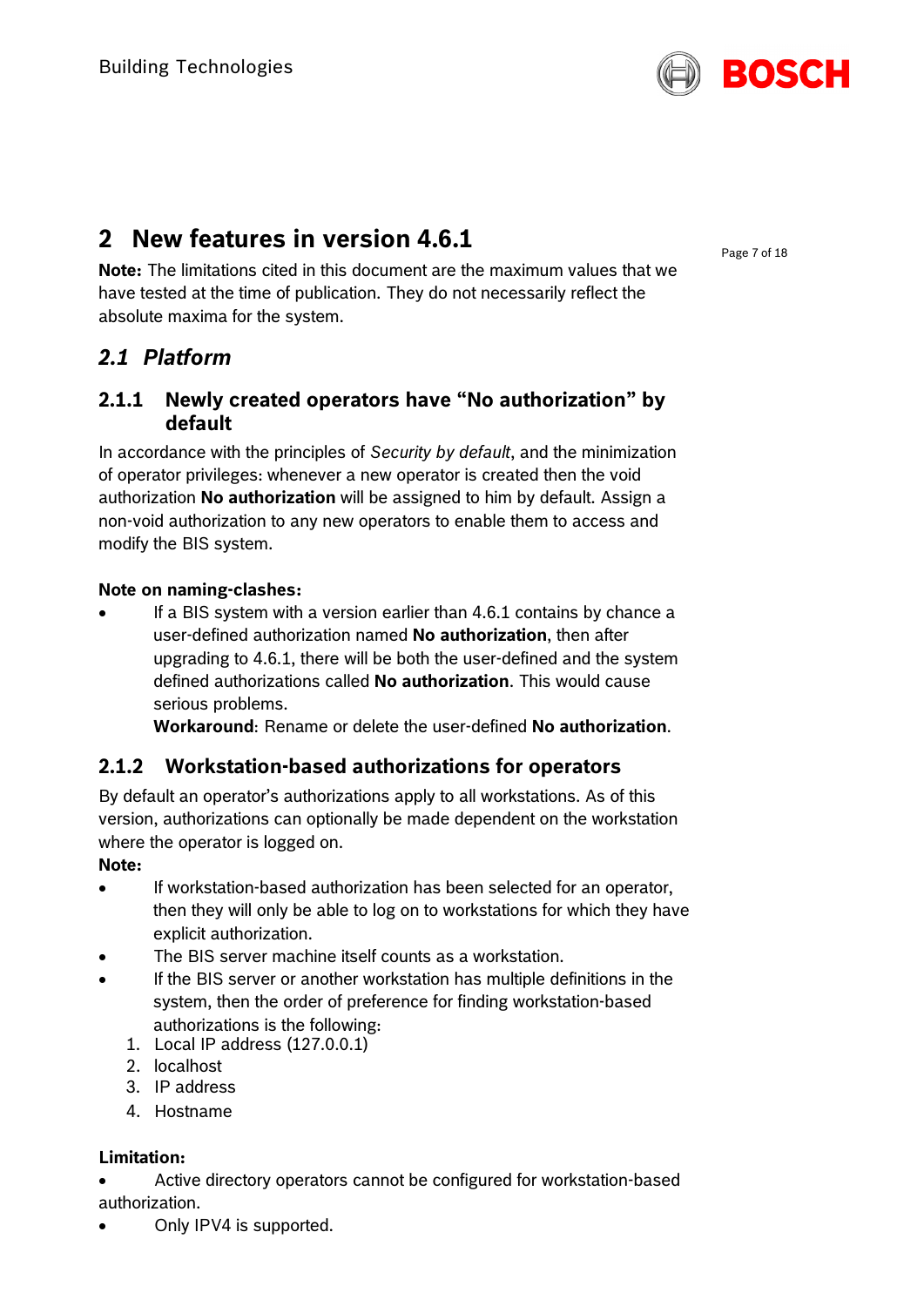## 2 New features in version 4.6.1

**Note:** The limitations cited in this document are the maximum values that we have tested at the time of publication. They do not necessarily reflect the absolute maxima for the system.

### *2.1 Platform*

#### 2.1.1 Newly created operators have "No authorization" by default

In accordance with the principles of *Security by default*, and the minimization of operator privileges: whenever a new operator is created then the void authorization **No authorization** will be assigned to him by default. Assign a non-void authorization to any new operators to enable them to access and modify the BIS system.

**Note on naming-clashes:**

- If a BIS system with a version earlier than 4.6.1 contains by chance a user-defined authorization named **No authorization**, then after upgrading to 4.6.1, there will be both the user-defined and the system defined authorizations called **No authorization**. This would cause serious problems.
  **Workaround**: Rename or delete the user-defined **No authorization**.

#### 2.1.2 Workstation-based authorizations for operators

By default an operator's authorizations apply to all workstations. As of this version, authorizations can optionally be made dependent on the workstation where the operator is logged on.

**Note:**

- If workstation-based authorization has been selected for an operator, then they will only be able to log on to workstations for which they have explicit authorization.
- The BIS server machine itself counts as a workstation.
- If the BIS server or another workstation has multiple definitions in the system, then the order of preference for finding workstation-based authorizations is the following:
  1. Local IP address (127.0.0.1)
  2. localhost
  3. IP address
  4. Hostname

**Limitation:**

- Active directory operators cannot be configured for workstation-based authorization.
- Only IPV4 is supported.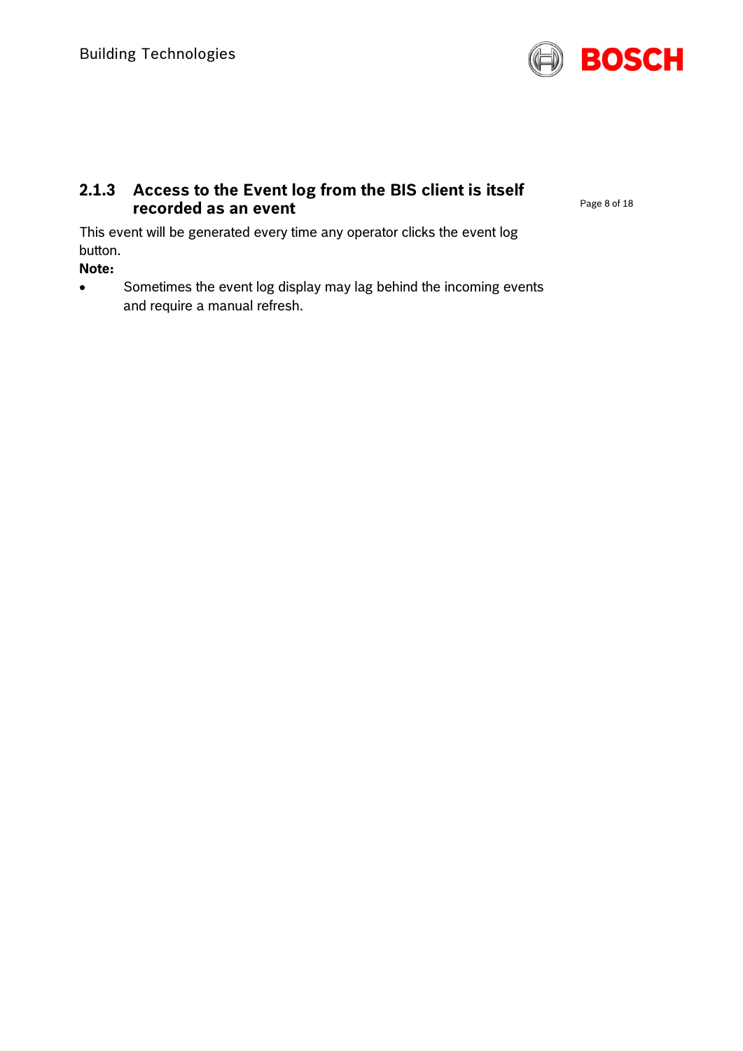### 2.1.3 Access to the Event log from the BIS client is itself recorded as an event

This event will be generated every time any operator clicks the event log button.

**Note:**

- Sometimes the event log display may lag behind the incoming events and require a manual refresh.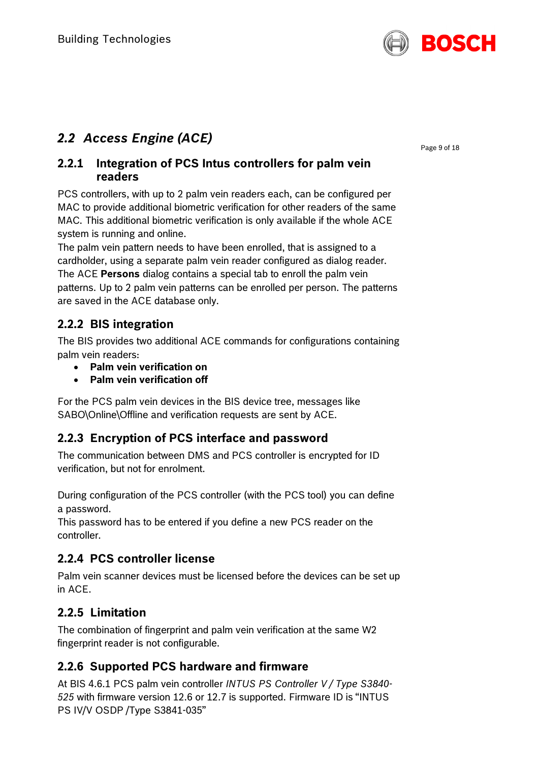## *2.2 Access Engine (ACE)*

### 2.2.1 Integration of PCS Intus controllers for palm vein readers

PCS controllers, with up to 2 palm vein readers each, can be configured per MAC to provide additional biometric verification for other readers of the same MAC. This additional biometric verification is only available if the whole ACE system is running and online.
The palm vein pattern needs to have been enrolled, that is assigned to a cardholder, using a separate palm vein reader configured as dialog reader.
The ACE **Persons** dialog contains a special tab to enroll the palm vein patterns. Up to 2 palm vein patterns can be enrolled per person. The patterns are saved in the ACE database only.

### 2.2.2 BIS integration

The BIS provides two additional ACE commands for configurations containing palm vein readers:

- **Palm vein verification on**
- **Palm vein verification off**

For the PCS palm vein devices in the BIS device tree, messages like SABO\Online\Offline and verification requests are sent by ACE.

### 2.2.3 Encryption of PCS interface and password

The communication between DMS and PCS controller is encrypted for ID verification, but not for enrolment.

During configuration of the PCS controller (with the PCS tool) you can define a password.
This password has to be entered if you define a new PCS reader on the controller.

### 2.2.4 PCS controller license

Palm vein scanner devices must be licensed before the devices can be set up in ACE.

### 2.2.5 Limitation

The combination of fingerprint and palm vein verification at the same W2 fingerprint reader is not configurable.

### 2.2.6 Supported PCS hardware and firmware

At BIS 4.6.1 PCS palm vein controller *INTUS PS Controller V / Type S3840-525* with firmware version 12.6 or 12.7 is supported. Firmware ID is “INTUS PS IV/V OSDP /Type S3841-035”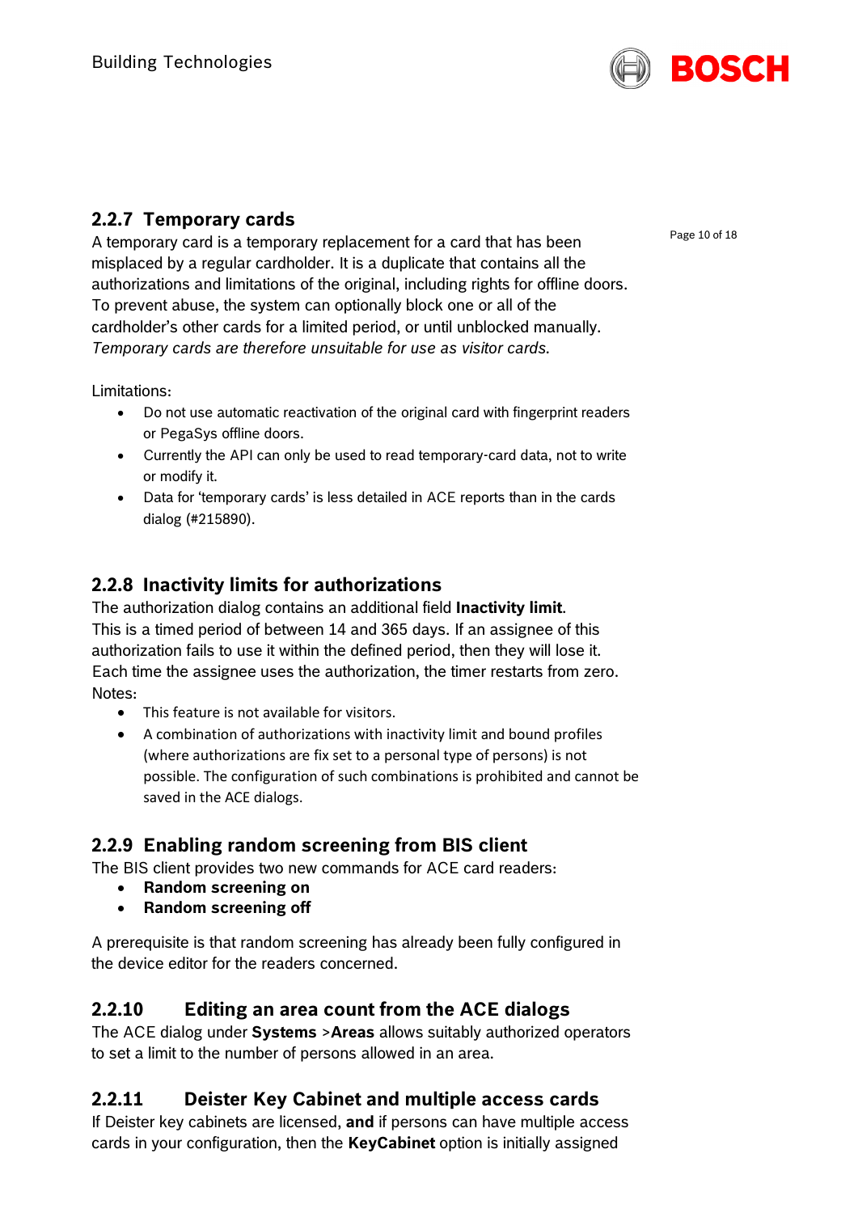### 2.2.7 Temporary cards

A temporary card is a temporary replacement for a card that has been misplaced by a regular cardholder. It is a duplicate that contains all the authorizations and limitations of the original, including rights for offline doors. To prevent abuse, the system can optionally block one or all of the cardholder's other cards for a limited period, or until unblocked manually. *Temporary cards are therefore unsuitable for use as visitor cards.*

Limitations:

- Do not use automatic reactivation of the original card with fingerprint readers or PegaSys offline doors.
- Currently the API can only be used to read temporary-card data, not to write or modify it.
- Data for 'temporary cards' is less detailed in ACE reports than in the cards dialog (#215890).

### 2.2.8 Inactivity limits for authorizations

The authorization dialog contains an additional field **Inactivity limit**. This is a timed period of between 14 and 365 days. If an assignee of this authorization fails to use it within the defined period, then they will lose it. Each time the assignee uses the authorization, the timer restarts from zero.

Notes:

- This feature is not available for visitors.
- A combination of authorizations with inactivity limit and bound profiles (where authorizations are fix set to a personal type of persons) is not possible. The configuration of such combinations is prohibited and cannot be saved in the ACE dialogs.

### 2.2.9 Enabling random screening from BIS client

The BIS client provides two new commands for ACE card readers:

- **Random screening on**
- **Random screening off**

A prerequisite is that random screening has already been fully configured in the device editor for the readers concerned.

### 2.2.10 Editing an area count from the ACE dialogs

The ACE dialog under **Systems** >**Areas** allows suitably authorized operators to set a limit to the number of persons allowed in an area.

### 2.2.11 Deister Key Cabinet and multiple access cards

If Deister key cabinets are licensed, **and** if persons can have multiple access cards in your configuration, then the **KeyCabinet** option is initially assigned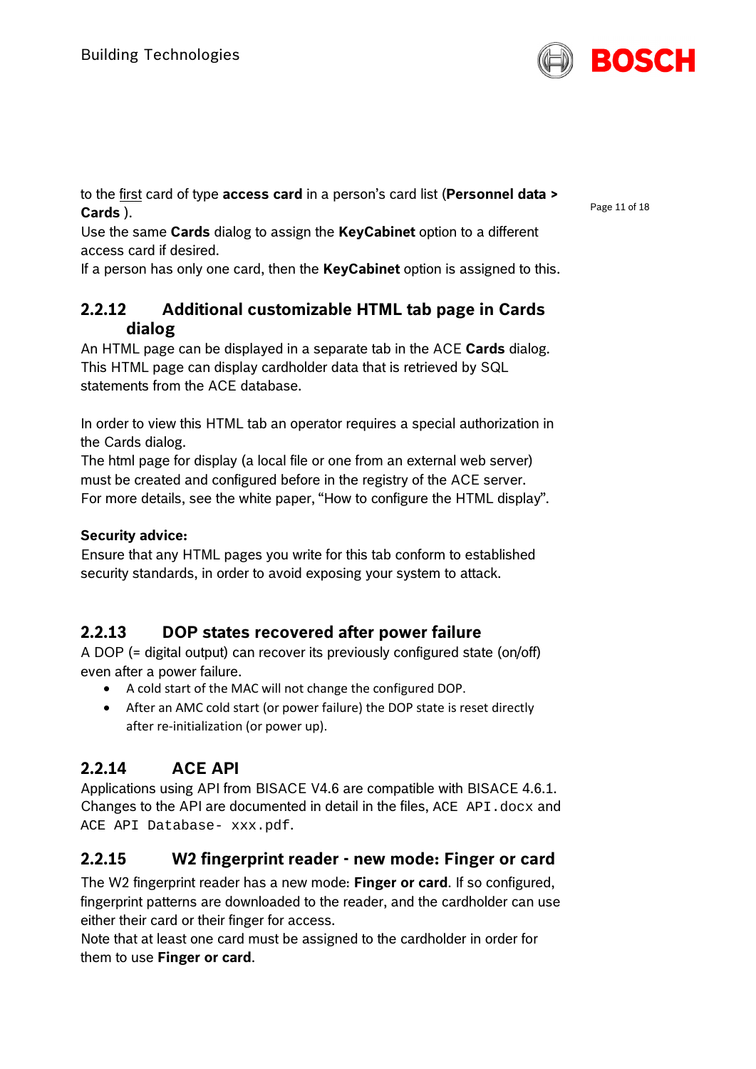to the first card of type **access card** in a person's card list (**Personnel data > Cards** ).
Use the same **Cards** dialog to assign the **KeyCabinet** option to a different access card if desired.
If a person has only one card, then the **KeyCabinet** option is assigned to this.

### 2.2.12 Additional customizable HTML tab page in Cards dialog

An HTML page can be displayed in a separate tab in the ACE **Cards** dialog. This HTML page can display cardholder data that is retrieved by SQL statements from the ACE database.

In order to view this HTML tab an operator requires a special authorization in the Cards dialog.
The html page for display (a local file or one from an external web server) must be created and configured before in the registry of the ACE server.
For more details, see the white paper, "How to configure the HTML display".

**Security advice:**
Ensure that any HTML pages you write for this tab conform to established security standards, in order to avoid exposing your system to attack.

### 2.2.13 DOP states recovered after power failure

A DOP (= digital output) can recover its previously configured state (on/off) even after a power failure.

- A cold start of the MAC will not change the configured DOP.
- After an AMC cold start (or power failure) the DOP state is reset directly after re-initialization (or power up).

### 2.2.14 ACE API

Applications using API from BISACE V4.6 are compatible with BISACE 4.6.1. Changes to the API are documented in detail in the files, `ACE API.docx` and `ACE API Database- xxx.pdf`.

### 2.2.15 W2 fingerprint reader - new mode: Finger or card

The W2 fingerprint reader has a new mode: **Finger or card**. If so configured, fingerprint patterns are downloaded to the reader, and the cardholder can use either their card or their finger for access.
Note that at least one card must be assigned to the cardholder in order for them to use **Finger or card**.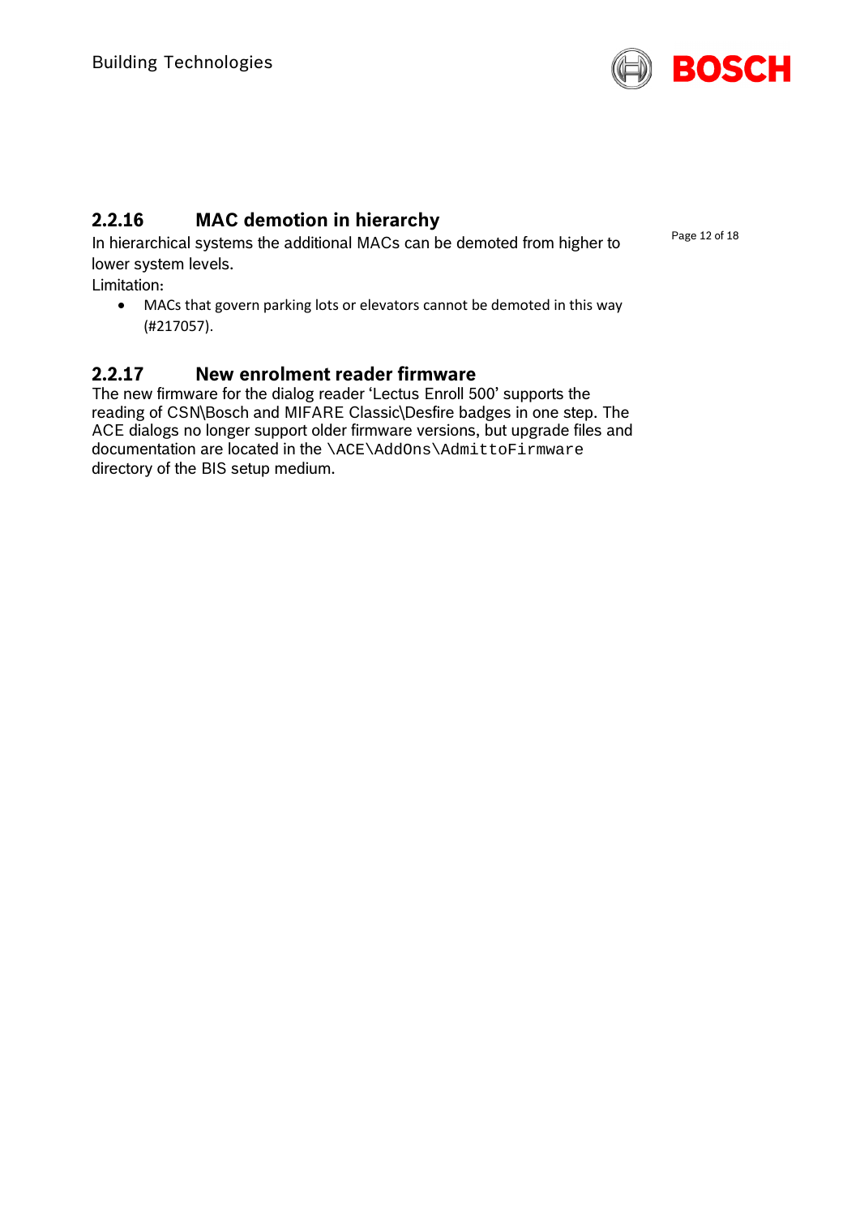### 2.2.16 MAC demotion in hierarchy

In hierarchical systems the additional MACs can be demoted from higher to lower system levels.

Limitation:

- MACs that govern parking lots or elevators cannot be demoted in this way (#217057).

### 2.2.17 New enrolment reader firmware

The new firmware for the dialog reader 'Lectus Enroll 500' supports the reading of CSN\Bosch and MIFARE Classic\Desfire badges in one step. The ACE dialogs no longer support older firmware versions, but upgrade files and documentation are located in the `\ACE\AddOns\AdmittoFirmware` directory of the BIS setup medium.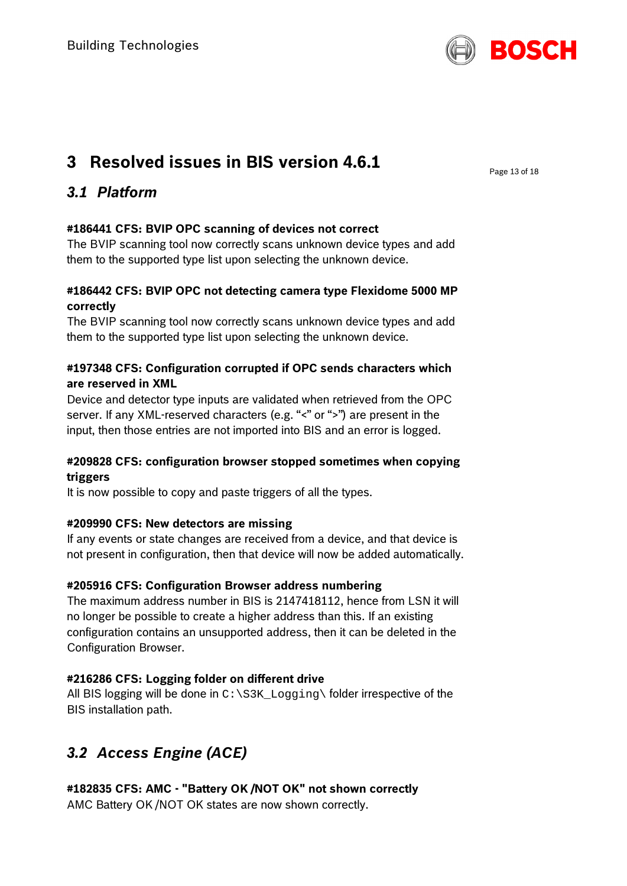# 3 Resolved issues in BIS version 4.6.1

## *3.1 Platform*

**#186441 CFS: BVIP OPC scanning of devices not correct**
The BVIP scanning tool now correctly scans unknown device types and add them to the supported type list upon selecting the unknown device.

**#186442 CFS: BVIP OPC not detecting camera type Flexidome 5000 MP correctly**
The BVIP scanning tool now correctly scans unknown device types and add them to the supported type list upon selecting the unknown device.

**#197348 CFS: Configuration corrupted if OPC sends characters which are reserved in XML**
Device and detector type inputs are validated when retrieved from the OPC server. If any XML-reserved characters (e.g. "<" or ">") are present in the input, then those entries are not imported into BIS and an error is logged.

**#209828 CFS: configuration browser stopped sometimes when copying triggers**
It is now possible to copy and paste triggers of all the types.

**#209990 CFS: New detectors are missing**
If any events or state changes are received from a device, and that device is not present in configuration, then that device will now be added automatically.

**#205916 CFS: Configuration Browser address numbering**
The maximum address number in BIS is 2147418112, hence from LSN it will no longer be possible to create a higher address than this. If an existing configuration contains an unsupported address, then it can be deleted in the Configuration Browser.

**#216286 CFS: Logging folder on different drive**
All BIS logging will be done in `C:\S3K_Logging\` folder irrespective of the BIS installation path.

## *3.2 Access Engine (ACE)*

**#182835 CFS: AMC - "Battery OK /NOT OK" not shown correctly**
AMC Battery OK /NOT OK states are now shown correctly.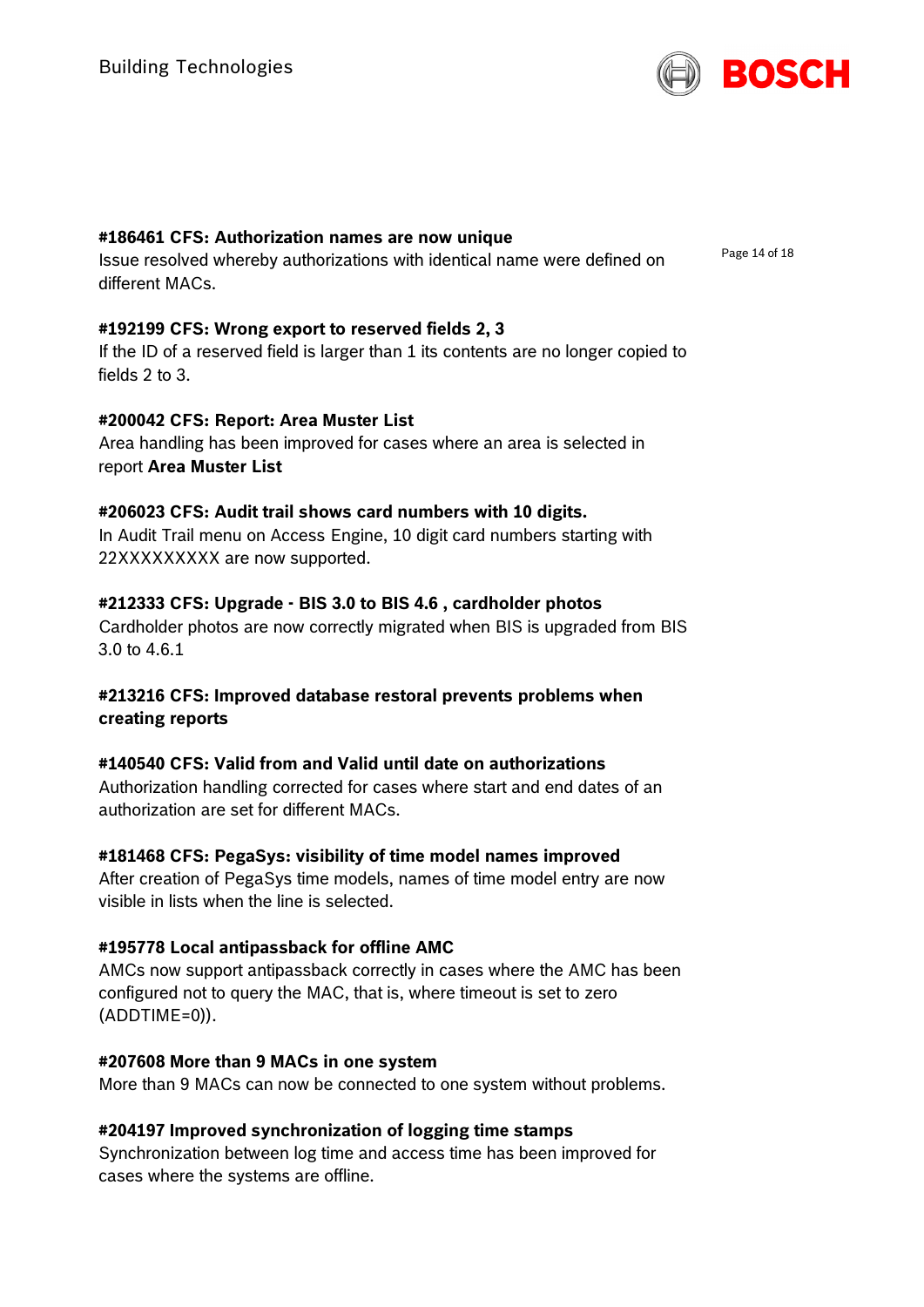**#186461 CFS: Authorization names are now unique**
Issue resolved whereby authorizations with identical name were defined on different MACs.

**#192199 CFS: Wrong export to reserved fields 2, 3**
If the ID of a reserved field is larger than 1 its contents are no longer copied to fields 2 to 3.

**#200042 CFS: Report: Area Muster List**
Area handling has been improved for cases where an area is selected in report **Area Muster List**

**#206023 CFS: Audit trail shows card numbers with 10 digits.**
In Audit Trail menu on Access Engine, 10 digit card numbers starting with 22XXXXXXXXX are now supported.

**#212333 CFS: Upgrade - BIS 3.0 to BIS 4.6 , cardholder photos**
Cardholder photos are now correctly migrated when BIS is upgraded from BIS 3.0 to 4.6.1

**#213216 CFS: Improved database restoral prevents problems when creating reports**

**#140540 CFS: Valid from and Valid until date on authorizations**
Authorization handling corrected for cases where start and end dates of an authorization are set for different MACs.

**#181468 CFS: PegaSys: visibility of time model names improved**
After creation of PegaSys time models, names of time model entry are now visible in lists when the line is selected.

**#195778 Local antipassback for offline AMC**
AMCs now support antipassback correctly in cases where the AMC has been configured not to query the MAC, that is, where timeout is set to zero (ADDTIME=0)).

**#207608 More than 9 MACs in one system**
More than 9 MACs can now be connected to one system without problems.

**#204197 Improved synchronization of logging time stamps**
Synchronization between log time and access time has been improved for cases where the systems are offline.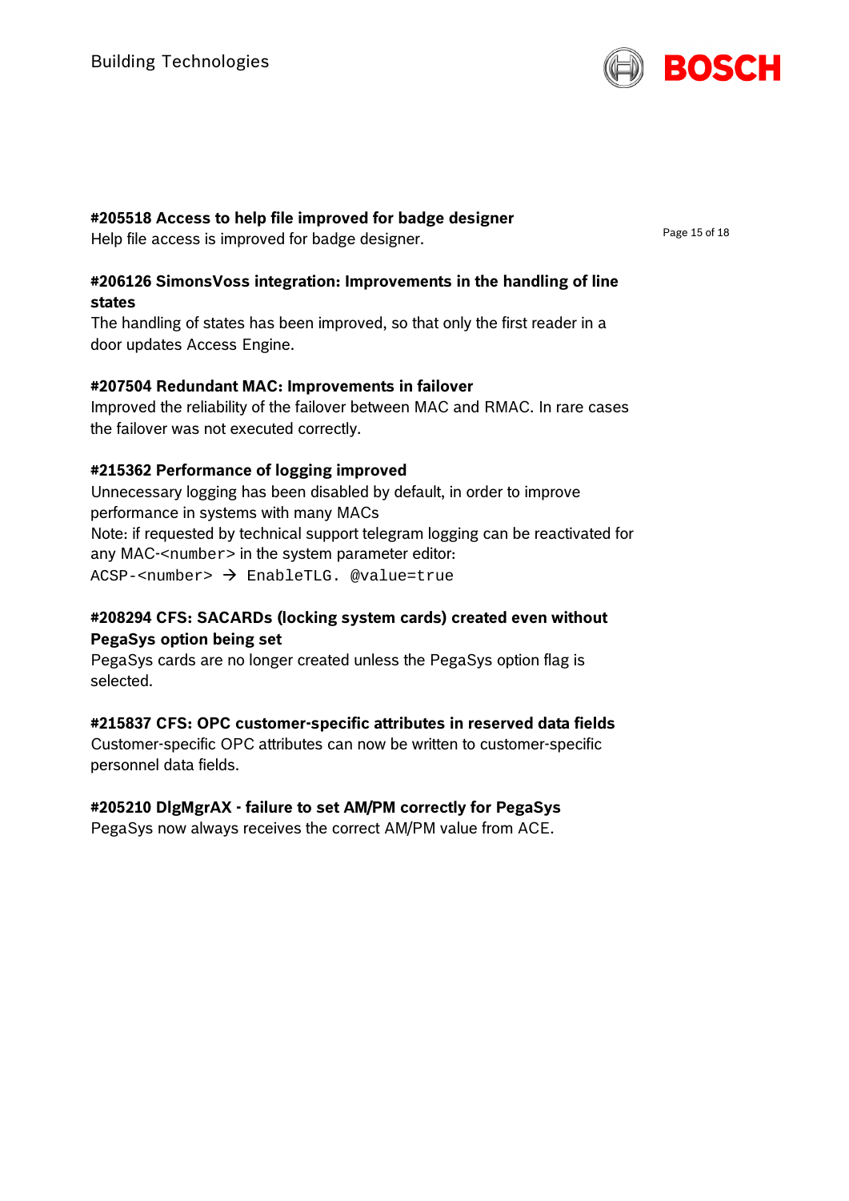**#205518 Access to help file improved for badge designer**
Help file access is improved for badge designer.

**#206126 SimonsVoss integration: Improvements in the handling of line states**
The handling of states has been improved, so that only the first reader in a door updates Access Engine.

**#207504 Redundant MAC: Improvements in failover**
Improved the reliability of the failover between MAC and RMAC. In rare cases the failover was not executed correctly.

**#215362 Performance of logging improved**
Unnecessary logging has been disabled by default, in order to improve performance in systems with many MACs
Note: if requested by technical support telegram logging can be reactivated for any MAC-`<number>` in the system parameter editor:
`ACSP-<number> → EnableTLG. @value=true`

**#208294 CFS: SACARDs (locking system cards) created even without PegaSys option being set**
PegaSys cards are no longer created unless the PegaSys option flag is selected.

**#215837 CFS: OPC customer-specific attributes in reserved data fields**
Customer-specific OPC attributes can now be written to customer-specific personnel data fields.

**#205210 DlgMgrAX - failure to set AM/PM correctly for PegaSys**
PegaSys now always receives the correct AM/PM value from ACE.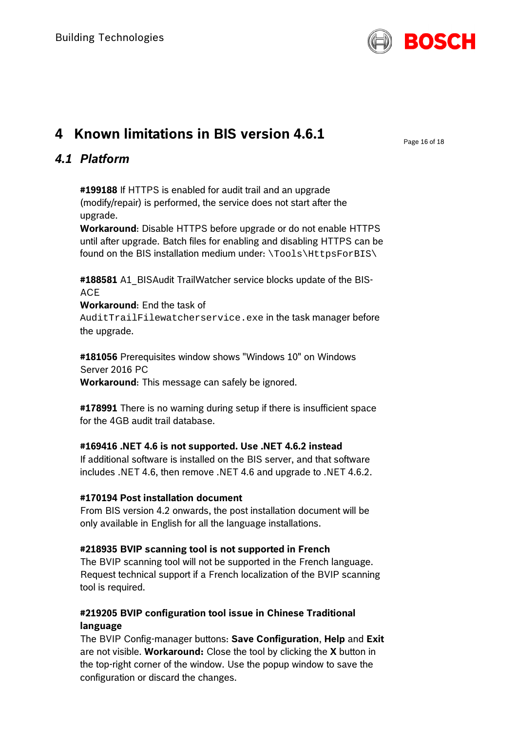# 4 Known limitations in BIS version 4.6.1

## *4.1 Platform*

**#199188** If HTTPS is enabled for audit trail and an upgrade (modify/repair) is performed, the service does not start after the upgrade.
**Workaround**: Disable HTTPS before upgrade or do not enable HTTPS until after upgrade. Batch files for enabling and disabling HTTPS can be found on the BIS installation medium under: `\Tools\HttpsForBIS\`

**#188581** A1_BISAudit TrailWatcher service blocks update of the BIS-ACE
**Workaround**: End the task of `AuditTrailFilewatcherservice.exe` in the task manager before the upgrade.

**#181056** Prerequisites window shows "Windows 10" on Windows Server 2016 PC
**Workaround**: This message can safely be ignored.

**#178991** There is no warning during setup if there is insufficient space for the 4GB audit trail database.

**#169416 .NET 4.6 is not supported. Use .NET 4.6.2 instead**
If additional software is installed on the BIS server, and that software includes .NET 4.6, then remove .NET 4.6 and upgrade to .NET 4.6.2.

**#170194 Post installation document**
From BIS version 4.2 onwards, the post installation document will be only available in English for all the language installations.

**#218935 BVIP scanning tool is not supported in French**
The BVIP scanning tool will not be supported in the French language. Request technical support if a French localization of the BVIP scanning tool is required.

**#219205 BVIP configuration tool issue in Chinese Traditional language**
The BVIP Config-manager buttons: **Save Configuration**, **Help** and **Exit** are not visible. **Workaround:** Close the tool by clicking the **X** button in the top-right corner of the window. Use the popup window to save the configuration or discard the changes.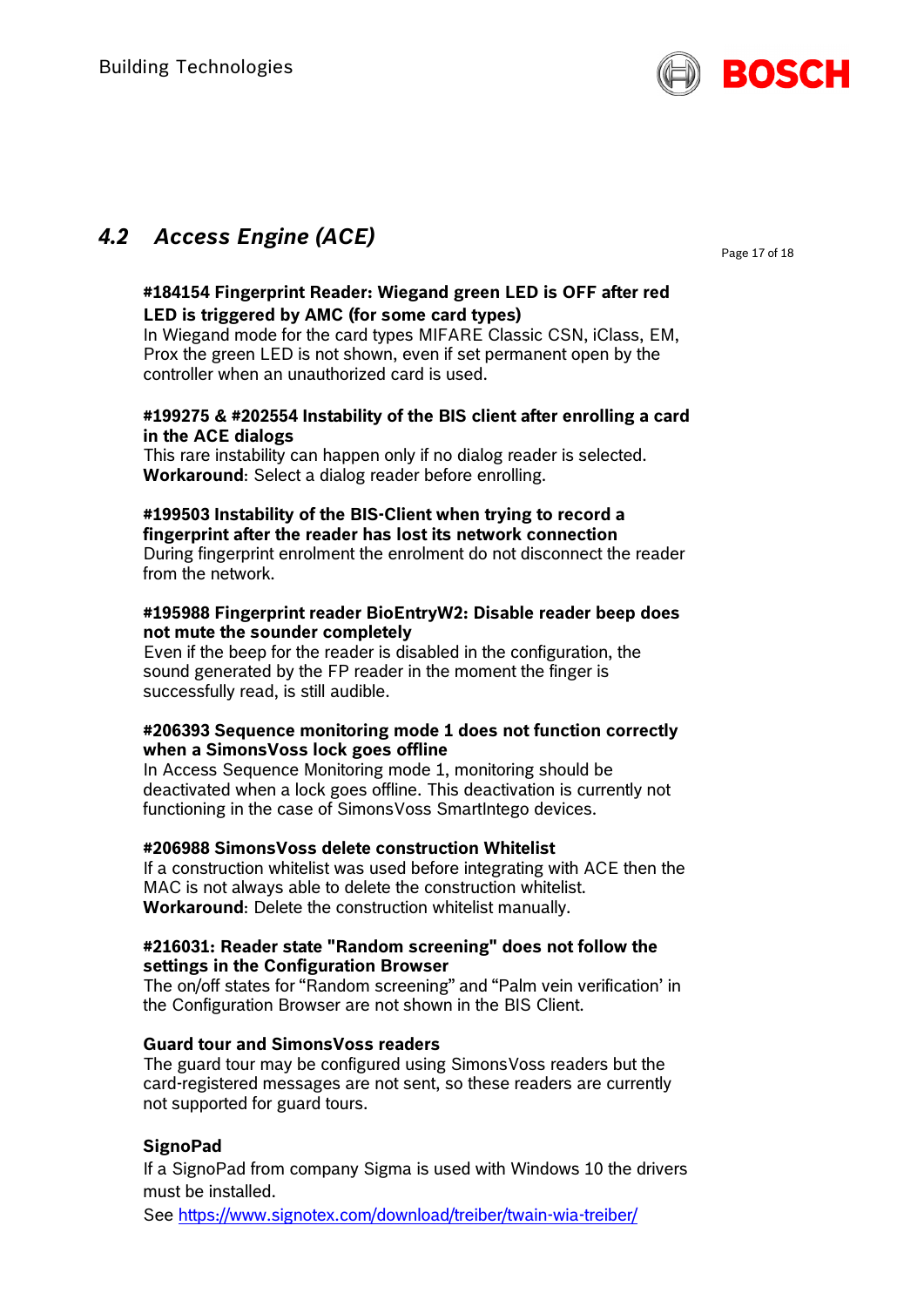## 4.2 *Access Engine (ACE)*

**#184154 Fingerprint Reader: Wiegand green LED is OFF after red LED is triggered by AMC (for some card types)**
In Wiegand mode for the card types MIFARE Classic CSN, iClass, EM, Prox the green LED is not shown, even if set permanent open by the controller when an unauthorized card is used.

**#199275 & #202554 Instability of the BIS client after enrolling a card in the ACE dialogs**
This rare instability can happen only if no dialog reader is selected.
**Workaround**: Select a dialog reader before enrolling.

**#199503 Instability of the BIS-Client when trying to record a fingerprint after the reader has lost its network connection**
During fingerprint enrolment the enrolment do not disconnect the reader from the network.

**#195988 Fingerprint reader BioEntryW2: Disable reader beep does not mute the sounder completely**
Even if the beep for the reader is disabled in the configuration, the sound generated by the FP reader in the moment the finger is successfully read, is still audible.

**#206393 Sequence monitoring mode 1 does not function correctly when a SimonsVoss lock goes offline**
In Access Sequence Monitoring mode 1, monitoring should be deactivated when a lock goes offline. This deactivation is currently not functioning in the case of SimonsVoss SmartIntego devices.

**#206988 SimonsVoss delete construction Whitelist**
If a construction whitelist was used before integrating with ACE then the MAC is not always able to delete the construction whitelist.
**Workaround**: Delete the construction whitelist manually.

**#216031: Reader state "Random screening" does not follow the settings in the Configuration Browser**
The on/off states for “Random screening” and “Palm vein verification’ in the Configuration Browser are not shown in the BIS Client.

**Guard tour and SimonsVoss readers**
The guard tour may be configured using SimonsVoss readers but the card-registered messages are not sent, so these readers are currently not supported for guard tours.

**SignoPad**
If a SignoPad from company Sigma is used with Windows 10 the drivers must be installed.
See https://www.signotex.com/download/treiber/twain-wia-treiber/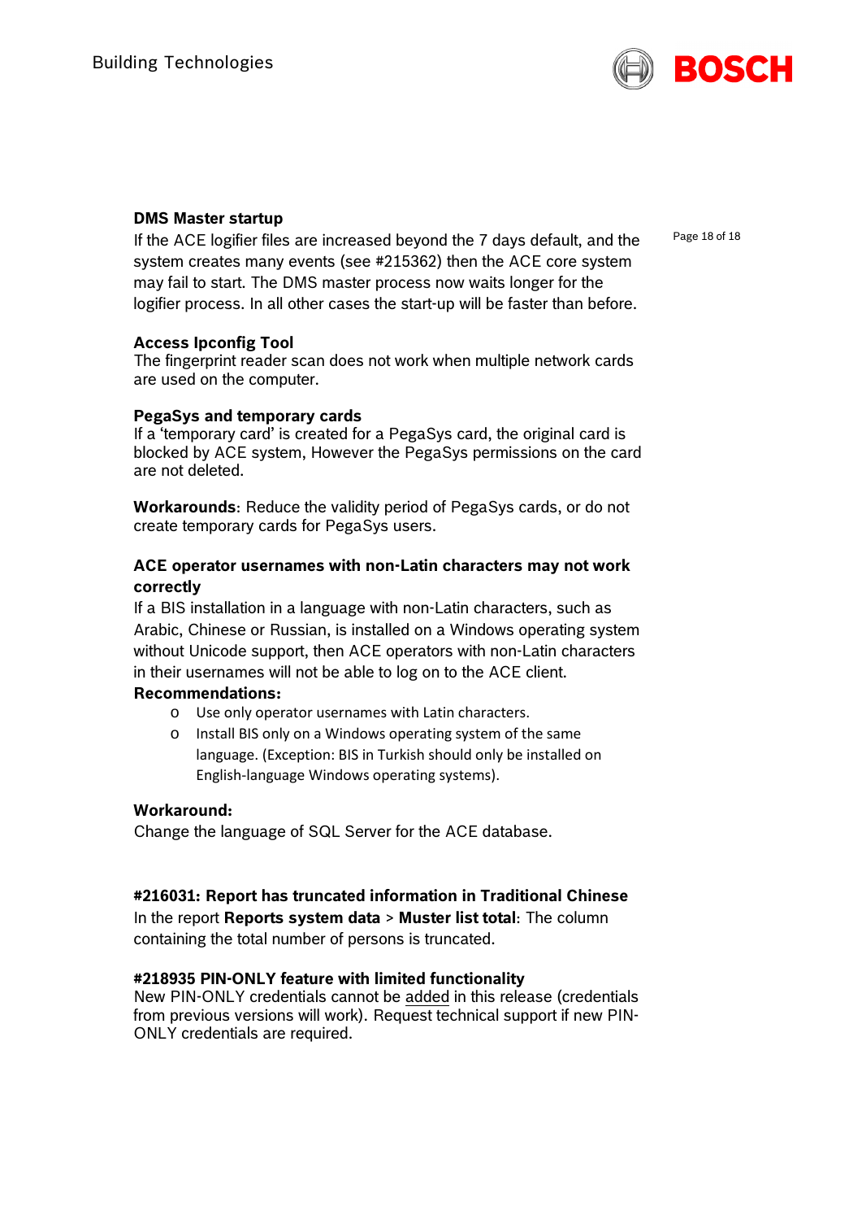**DMS Master startup**

If the ACE logifier files are increased beyond the 7 days default, and the system creates many events (see #215362) then the ACE core system may fail to start. The DMS master process now waits longer for the logifier process. In all other cases the start-up will be faster than before.

**Access Ipconfig Tool**

The fingerprint reader scan does not work when multiple network cards are used on the computer.

**PegaSys and temporary cards**

If a 'temporary card' is created for a PegaSys card, the original card is blocked by ACE system, However the PegaSys permissions on the card are not deleted.

**Workarounds**: Reduce the validity period of PegaSys cards, or do not create temporary cards for PegaSys users.

**ACE operator usernames with non-Latin characters may not work correctly**

If a BIS installation in a language with non-Latin characters, such as Arabic, Chinese or Russian, is installed on a Windows operating system without Unicode support, then ACE operators with non-Latin characters in their usernames will not be able to log on to the ACE client.

**Recommendations:**

- Use only operator usernames with Latin characters.
- Install BIS only on a Windows operating system of the same language. (Exception: BIS in Turkish should only be installed on English-language Windows operating systems).

**Workaround:**

Change the language of SQL Server for the ACE database.

**#216031: Report has truncated information in Traditional Chinese**

In the report **Reports system data** > **Muster list total**: The column containing the total number of persons is truncated.

**#218935 PIN-ONLY feature with limited functionality**

New PIN-ONLY credentials cannot be added in this release (credentials from previous versions will work). Request technical support if new PIN-ONLY credentials are required.